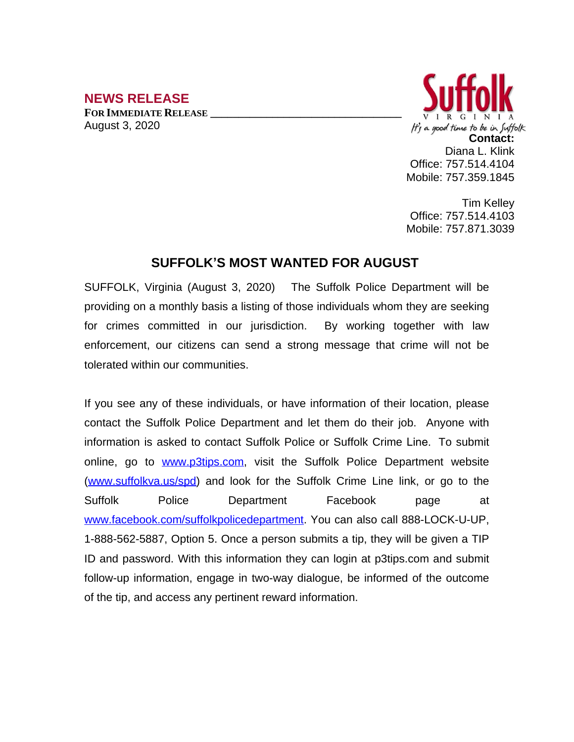## NEWS RELEASE

**FOR IMMEDIATE RELEASE**

August 3, 2020

Suffolk
VIRGINIA
It's a good time to be in Suffolk

**Contact:**
Diana L. Klink
Office: 757.514.4104
Mobile: 757.359.1845

Tim Kelley
Office: 757.514.4103
Mobile: 757.871.3039

# SUFFOLK'S MOST WANTED FOR AUGUST

SUFFOLK, Virginia (August 3, 2020) The Suffolk Police Department will be providing on a monthly basis a listing of those individuals whom they are seeking for crimes committed in our jurisdiction. By working together with law enforcement, our citizens can send a strong message that crime will not be tolerated within our communities.

If you see any of these individuals, or have information of their location, please contact the Suffolk Police Department and let them do their job. Anyone with information is asked to contact Suffolk Police or Suffolk Crime Line. To submit online, go to www.p3tips.com, visit the Suffolk Police Department website (www.suffolkva.us/spd) and look for the Suffolk Crime Line link, or go to the Suffolk Police Department Facebook page at www.facebook.com/suffolkpolicedepartment. You can also call 888-LOCK-U-UP, 1-888-562-5887, Option 5. Once a person submits a tip, they will be given a TIP ID and password. With this information they can login at p3tips.com and submit follow-up information, engage in two-way dialogue, be informed of the outcome of the tip, and access any pertinent reward information.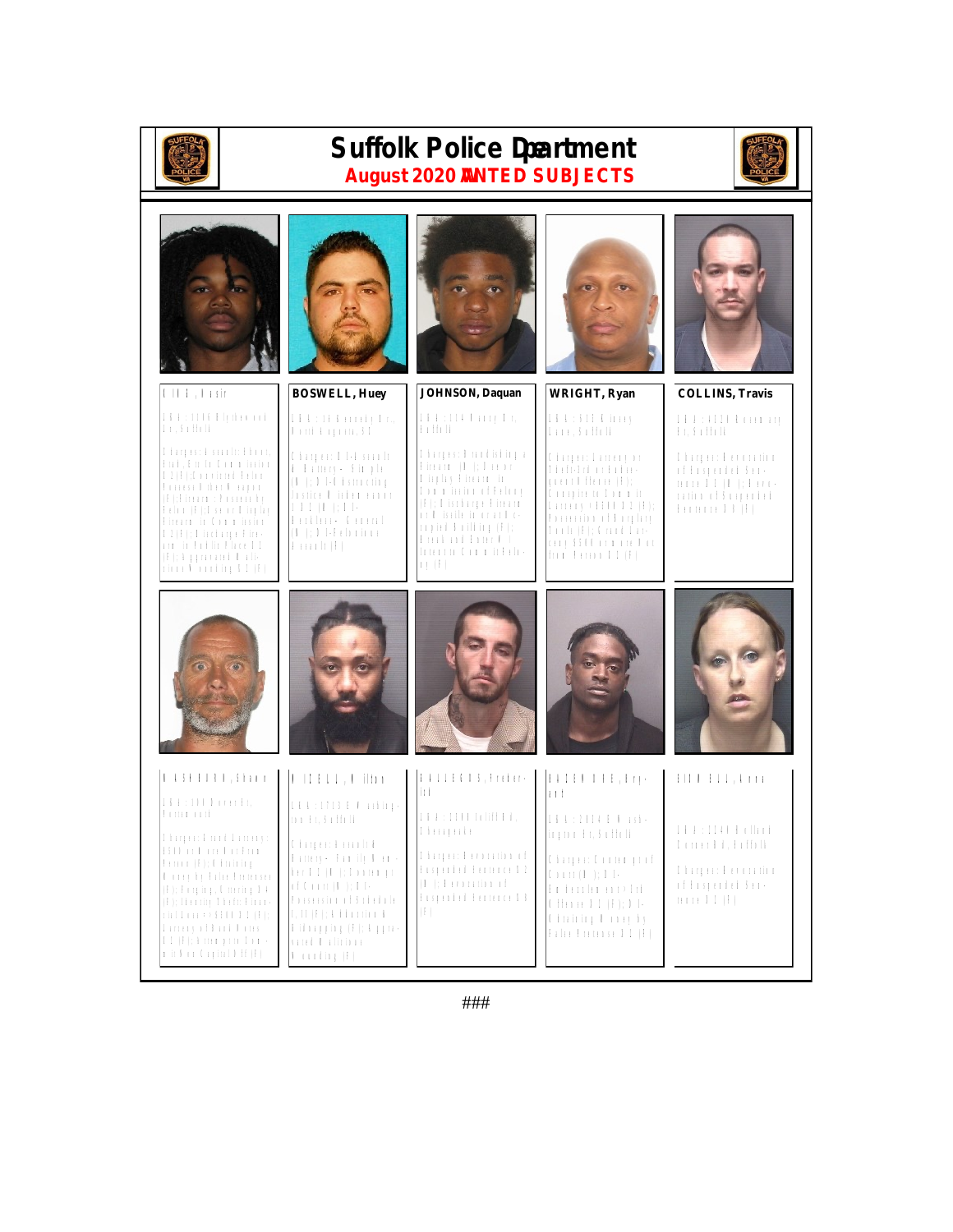# Suffolk Police Department

## August 2020 WANTED SUBJECTS

**BOSWELL, Huey**

**JOHNSON, Daquan**

**WRIGHT, Ryan**

**COLLINS, Travis**

###